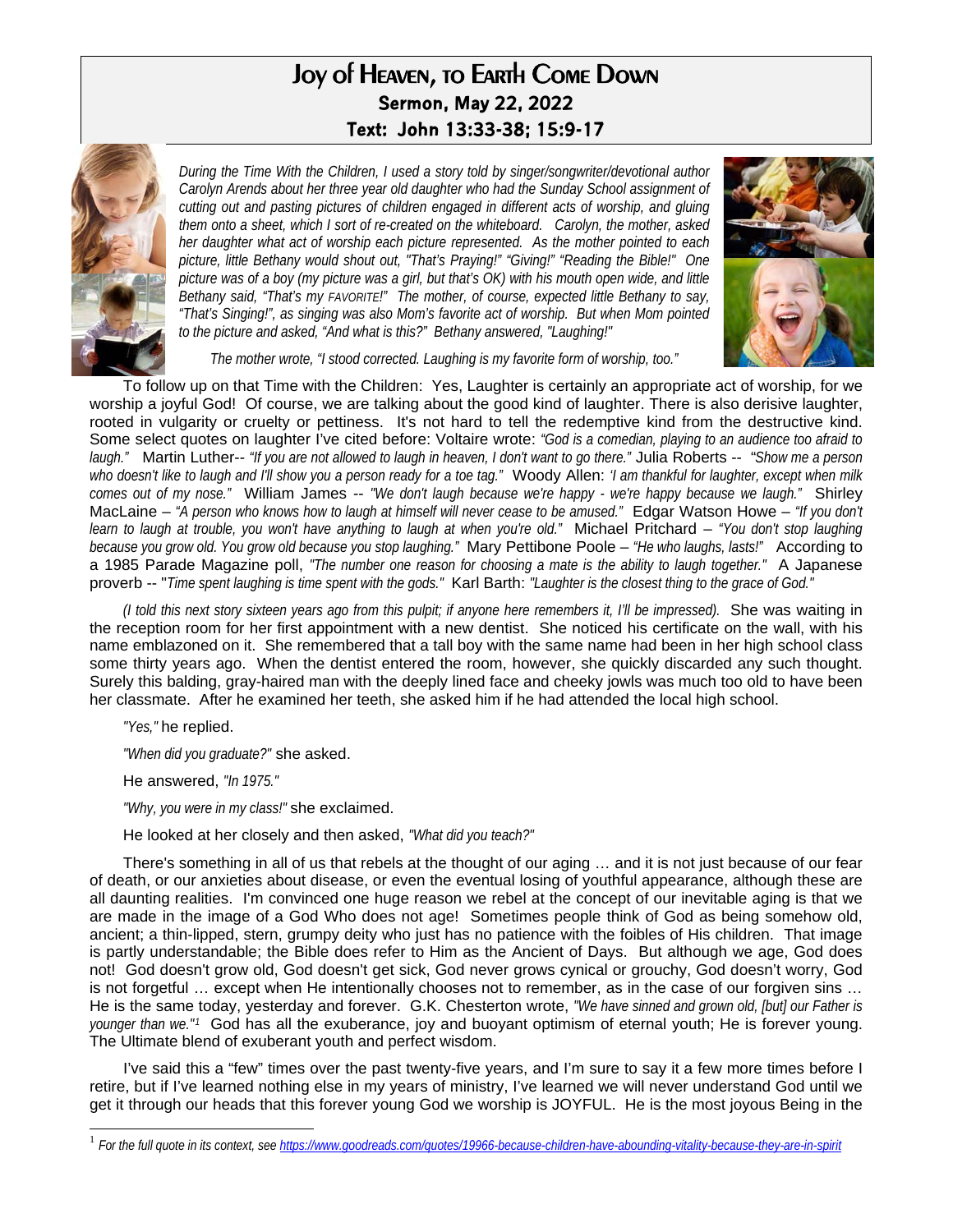# Joy of Heaven, to Earth Come Down

**Sermon, May 22, 2022**

**Text: John 13:33-38; 15:9-17**

*During the Time With the Children, I used a story told by singer/songwriter/devotional author Carolyn Arends about her three year old daughter who had the Sunday School assignment of cutting out and pasting pictures of children engaged in different acts of worship, and gluing them onto a sheet, which I sort of re-created on the whiteboard. Carolyn, the mother, asked her daughter what act of worship each picture represented. As the mother pointed to each picture, little Bethany would shout out, "That's Praying!" "Giving!" "Reading the Bible!" One picture was of a boy (my picture was a girl, but that's OK) with his mouth open wide, and little Bethany said, "That's my FAVORITE!" The mother, of course, expected little Bethany to say, "That's Singing!", as singing was also Mom's favorite act of worship. But when Mom pointed to the picture and asked, "And what is this?" Bethany answered, "Laughing!"*

*The mother wrote, "I stood corrected. Laughing is my favorite form of worship, too."*

To follow up on that Time with the Children: Yes, Laughter is certainly an appropriate act of worship, for we worship a joyful God! Of course, we are talking about the good kind of laughter. There is also derisive laughter, rooted in vulgarity or cruelty or pettiness. It's not hard to tell the redemptive kind from the destructive kind. Some select quotes on laughter I've cited before: Voltaire wrote: *"God is a comedian, playing to an audience too afraid to laugh."* Martin Luther-- *"If you are not allowed to laugh in heaven, I don't want to go there."* Julia Roberts -- *"Show me a person who doesn't like to laugh and I'll show you a person ready for a toe tag."* Woody Allen: *'I am thankful for laughter, except when milk comes out of my nose."* William James -- *"We don't laugh because we're happy - we're happy because we laugh."* Shirley MacLaine – *"A person who knows how to laugh at himself will never cease to be amused."* Edgar Watson Howe – *"If you don't learn to laugh at trouble, you won't have anything to laugh at when you're old."* Michael Pritchard – *"You don't stop laughing because you grow old. You grow old because you stop laughing."* Mary Pettibone Poole – *"He who laughs, lasts!"* According to a 1985 Parade Magazine poll, *"The number one reason for choosing a mate is the ability to laugh together."* A Japanese proverb -- "*Time spent laughing is time spent with the gods."* Karl Barth: *"Laughter is the closest thing to the grace of God."*

*(I told this next story sixteen years ago from this pulpit; if anyone here remembers it, I'll be impressed).* She was waiting in the reception room for her first appointment with a new dentist. She noticed his certificate on the wall, with his name emblazoned on it. She remembered that a tall boy with the same name had been in her high school class some thirty years ago. When the dentist entered the room, however, she quickly discarded any such thought. Surely this balding, gray-haired man with the deeply lined face and cheeky jowls was much too old to have been her classmate. After he examined her teeth, she asked him if he had attended the local high school.

*"Yes,"* he replied.

*"When did you graduate?"* she asked.

He answered, *"In 1975."*

*"Why, you were in my class!"* she exclaimed.

He looked at her closely and then asked, *"What did you teach?"*

There's something in all of us that rebels at the thought of our aging … and it is not just because of our fear of death, or our anxieties about disease, or even the eventual losing of youthful appearance, although these are all daunting realities. I'm convinced one huge reason we rebel at the concept of our inevitable aging is that we are made in the image of a God Who does not age! Sometimes people think of God as being somehow old, ancient; a thin-lipped, stern, grumpy deity who just has no patience with the foibles of His children. That image is partly understandable; the Bible does refer to Him as the Ancient of Days. But although we age, God does not! God doesn't grow old, God doesn't get sick, God never grows cynical or grouchy, God doesn't worry, God is not forgetful … except when He intentionally chooses not to remember, as in the case of our forgiven sins … He is the same today, yesterday and forever. G.K. Chesterton wrote, *"We have sinned and grown old, [but] our Father is younger than we."*[1] God has all the exuberance, joy and buoyant optimism of eternal youth; He is forever young. The Ultimate blend of exuberant youth and perfect wisdom.

I've said this a "few" times over the past twenty-five years, and I'm sure to say it a few more times before I retire, but if I've learned nothing else in my years of ministry, I've learned we will never understand God until we get it through our heads that this forever young God we worship is JOYFUL. He is the most joyous Being in the

---

[1] *For the full quote in its context, see https://www.goodreads.com/quotes/19966-because-children-have-abounding-vitality-because-they-are-in-spirit*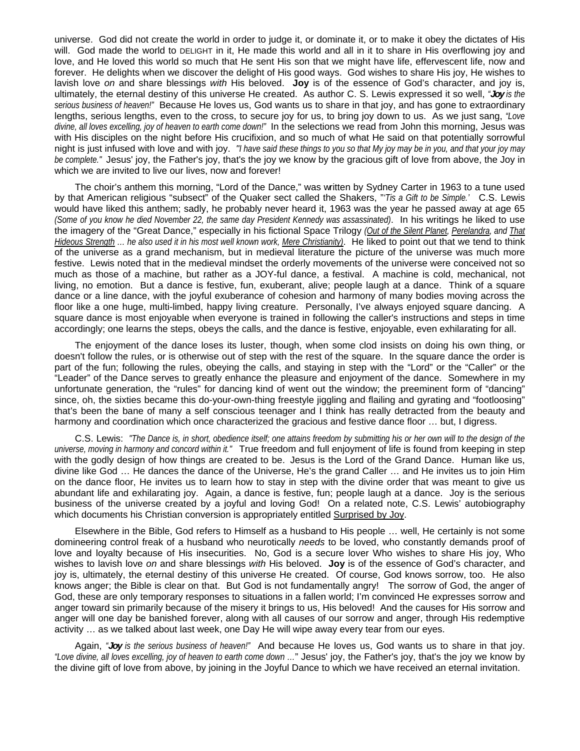universe. God did not create the world in order to judge it, or dominate it, or to make it obey the dictates of His will. God made the world to DELIGHT in it, He made this world and all in it to share in His overflowing joy and love, and He loved this world so much that He sent His son that we might have life, effervescent life, now and forever. He delights when we discover the delight of His good ways. God wishes to share His joy, He wishes to lavish love *on* and share blessings *with* His beloved. **Joy** is of the essence of God's character, and joy is, ultimately, the eternal destiny of this universe He created. As author C. S. Lewis expressed it so well, *"**Joy** is the serious business of heaven!"* Because He loves us, God wants us to share in that joy, and has gone to extraordinary lengths, serious lengths, even to the cross, to secure joy for us, to bring joy down to us. As we just sang, *"Love divine, all loves excelling, joy of heaven to earth come down!"* In the selections we read from John this morning, Jesus was with His disciples on the night before His crucifixion, and so much of what He said on that potentially sorrowful night is just infused with love and with joy. *"I have said these things to you so that My joy may be in you, and that your joy may be complete."* Jesus' joy, the Father's joy, that's the joy we know by the gracious gift of love from above, the Joy in which we are invited to live our lives, now and forever!

The choir's anthem this morning, "Lord of the Dance," was written by Sydney Carter in 1963 to a tune used by that American religious "subsect" of the Quaker sect called the Shakers, "*'Tis a Gift to be Simple.'* C.S. Lewis would have liked this anthem; sadly, he probably never heard it, 1963 was the year he passed away at age 65 *(Some of you know he died November 22, the same day President Kennedy was assassinated)*. In his writings he liked to use the imagery of the "Great Dance," especially in his fictional Space Trilogy *(Out of the Silent Planet, Perelandra, and That Hideous Strength … he also used it in his most well known work, Mere Christianity)*. He liked to point out that we tend to think of the universe as a grand mechanism, but in medieval literature the picture of the universe was much more festive. Lewis noted that in the medieval mindset the orderly movements of the universe were conceived not so much as those of a machine, but rather as a JOY-ful dance, a festival. A machine is cold, mechanical, not living, no emotion. But a dance is festive, fun, exuberant, alive; people laugh at a dance. Think of a square dance or a line dance, with the joyful exuberance of cohesion and harmony of many bodies moving across the floor like a one huge, multi-limbed, happy living creature. Personally, I've always enjoyed square dancing. A square dance is most enjoyable when everyone is trained in following the caller's instructions and steps in time accordingly; one learns the steps, obeys the calls, and the dance is festive, enjoyable, even exhilarating for all.

The enjoyment of the dance loses its luster, though, when some clod insists on doing his own thing, or doesn't follow the rules, or is otherwise out of step with the rest of the square. In the square dance the order is part of the fun; following the rules, obeying the calls, and staying in step with the "Lord" or the "Caller" or the "Leader" of the Dance serves to greatly enhance the pleasure and enjoyment of the dance. Somewhere in my unfortunate generation, the "rules" for dancing kind of went out the window; the preeminent form of "dancing" since, oh, the sixties became this do-your-own-thing freestyle jiggling and flailing and gyrating and "footloosing" that's been the bane of many a self conscious teenager and I think has really detracted from the beauty and harmony and coordination which once characterized the gracious and festive dance floor … but, I digress.

C.S. Lewis: *"The Dance is, in short, obedience itself; one attains freedom by submitting his or her own will to the design of the universe, moving in harmony and concord within it."* True freedom and full enjoyment of life is found from keeping in step with the godly design of how things are created to be. Jesus is the Lord of the Grand Dance. Human like us, divine like God … He dances the dance of the Universe, He's the grand Caller … and He invites us to join Him on the dance floor, He invites us to learn how to stay in step with the divine order that was meant to give us abundant life and exhilarating joy. Again, a dance is festive, fun; people laugh at a dance. Joy is the serious business of the universe created by a joyful and loving God! On a related note, C.S. Lewis' autobiography which documents his Christian conversion is appropriately entitled Surprised by Joy.

Elsewhere in the Bible, God refers to Himself as a husband to His people … well, He certainly is not some domineering control freak of a husband who neurotically *needs* to be loved, who constantly demands proof of love and loyalty because of His insecurities. No, God is a secure lover Who wishes to share His joy, Who wishes to lavish love *on* and share blessings *with* His beloved. **Joy** is of the essence of God's character, and joy is, ultimately, the eternal destiny of this universe He created. Of course, God knows sorrow, too. He also knows anger; the Bible is clear on that. But God is not fundamentally angry! The sorrow of God, the anger of God, these are only temporary responses to situations in a fallen world; I'm convinced He expresses sorrow and anger toward sin primarily because of the misery it brings to us, His beloved! And the causes for His sorrow and anger will one day be banished forever, along with all causes of our sorrow and anger, through His redemptive activity … as we talked about last week, one Day He will wipe away every tear from our eyes.

Again, *"**Joy** is the serious business of heaven!"* And because He loves us, God wants us to share in that joy. *"Love divine, all loves excelling, joy of heaven to earth come down …"* Jesus' joy, the Father's joy, that's the joy we know by the divine gift of love from above, by joining in the Joyful Dance to which we have received an eternal invitation.